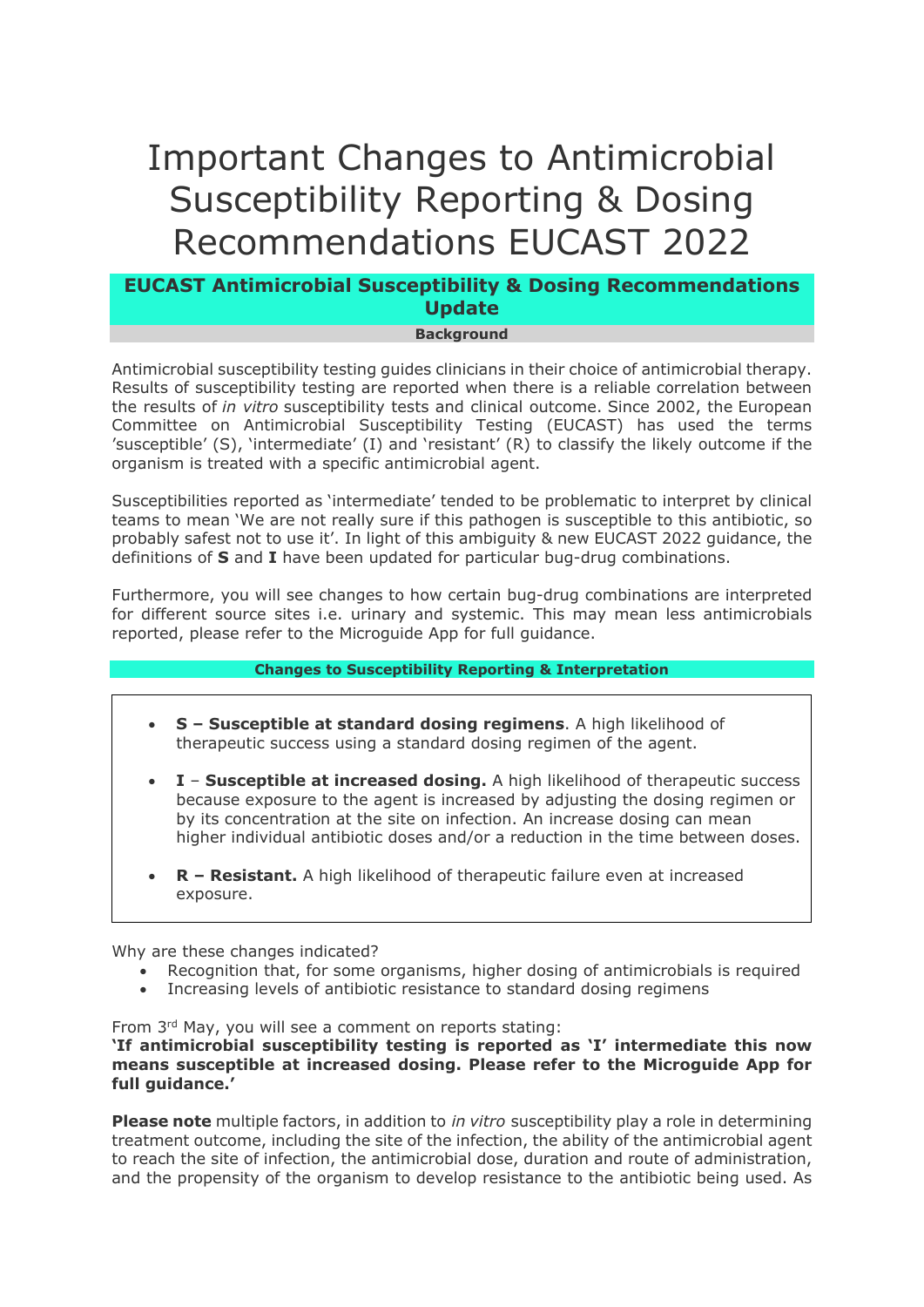# Important Changes to Antimicrobial Susceptibility Reporting & Dosing Recommendations EUCAST 2022

## EUCAST Antimicrobial Susceptibility & Dosing Recommendations Update

### Background

Antimicrobial susceptibility testing guides clinicians in their choice of antimicrobial therapy. Results of susceptibility testing are reported when there is a reliable correlation between the results of *in vitro* susceptibility tests and clinical outcome. Since 2002, the European Committee on Antimicrobial Susceptibility Testing (EUCAST) has used the terms 'susceptible' (S), 'intermediate' (I) and 'resistant' (R) to classify the likely outcome if the organism is treated with a specific antimicrobial agent.

Susceptibilities reported as 'intermediate' tended to be problematic to interpret by clinical teams to mean 'We are not really sure if this pathogen is susceptible to this antibiotic, so probably safest not to use it'. In light of this ambiguity & new EUCAST 2022 guidance, the definitions of **S** and **I** have been updated for particular bug-drug combinations.

Furthermore, you will see changes to how certain bug-drug combinations are interpreted for different source sites i.e. urinary and systemic. This may mean less antimicrobials reported, please refer to the Microguide App for full guidance.

### Changes to Susceptibility Reporting & Interpretation

- **S – Susceptible at standard dosing regimens**. A high likelihood of therapeutic success using a standard dosing regimen of the agent.
- **I** – **Susceptible at increased dosing.** A high likelihood of therapeutic success because exposure to the agent is increased by adjusting the dosing regimen or by its concentration at the site on infection. An increase dosing can mean higher individual antibiotic doses and/or a reduction in the time between doses.
- **R – Resistant.** A high likelihood of therapeutic failure even at increased exposure.

Why are these changes indicated?

- Recognition that, for some organisms, higher dosing of antimicrobials is required
- Increasing levels of antibiotic resistance to standard dosing regimens

From 3rd May, you will see a comment on reports stating:

**'If antimicrobial susceptibility testing is reported as 'I' intermediate this now means susceptible at increased dosing. Please refer to the Microguide App for full guidance.'**

**Please note** multiple factors, in addition to *in vitro* susceptibility play a role in determining treatment outcome, including the site of the infection, the ability of the antimicrobial agent to reach the site of infection, the antimicrobial dose, duration and route of administration, and the propensity of the organism to develop resistance to the antibiotic being used. As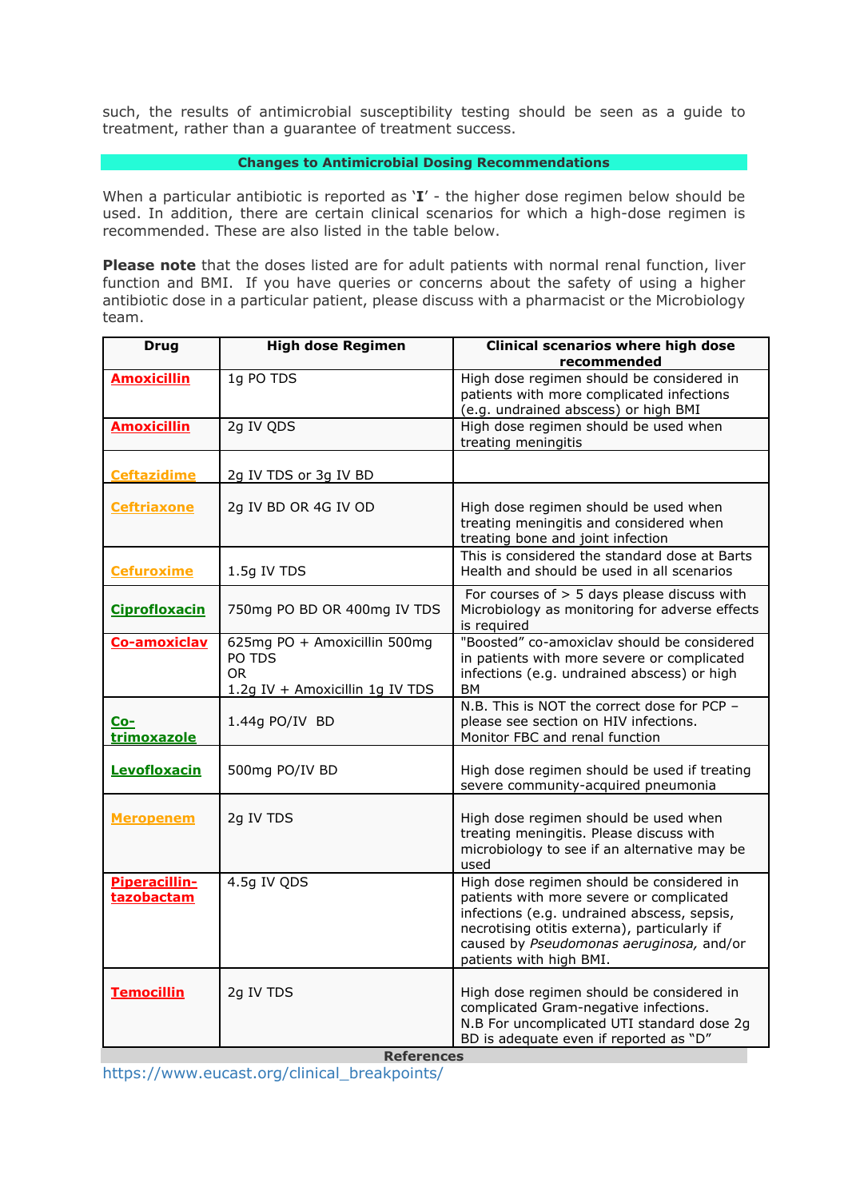such, the results of antimicrobial susceptibility testing should be seen as a guide to treatment, rather than a guarantee of treatment success.

## Changes to Antimicrobial Dosing Recommendations

When a particular antibiotic is reported as '**I**' - the higher dose regimen below should be used. In addition, there are certain clinical scenarios for which a high-dose regimen is recommended. These are also listed in the table below.

**Please note** that the doses listed are for adult patients with normal renal function, liver function and BMI. If you have queries or concerns about the safety of using a higher antibiotic dose in a particular patient, please discuss with a pharmacist or the Microbiology team.

| Drug | High dose Regimen | Clinical scenarios where high dose recommended |
|---|---|---|
| **Amoxicillin** | 1g PO TDS | High dose regimen should be considered in patients with more complicated infections (e.g. undrained abscess) or high BMI |
| **Amoxicillin** | 2g IV QDS | High dose regimen should be used when treating meningitis |
| **Ceftazidime** | 2g IV TDS or 3g IV BD | |
| **Ceftriaxone** | 2g IV BD OR 4G IV OD | High dose regimen should be used when treating meningitis and considered when treating bone and joint infection |
| **Cefuroxime** | 1.5g IV TDS | This is considered the standard dose at Barts Health and should be used in all scenarios |
| **Ciprofloxacin** | 750mg PO BD OR 400mg IV TDS | For courses of > 5 days please discuss with Microbiology as monitoring for adverse effects is required |
| **Co-amoxiclav** | 625mg PO + Amoxicillin 500mg PO TDS<br>OR<br>1.2g IV + Amoxicillin 1g IV TDS | "Boosted" co-amoxiclav should be considered in patients with more severe or complicated infections (e.g. undrained abscess) or high BM |
| **Co-trimoxazole** | 1.44g PO/IV BD | N.B. This is NOT the correct dose for PCP – please see section on HIV infections. Monitor FBC and renal function |
| **Levofloxacin** | 500mg PO/IV BD | High dose regimen should be used if treating severe community-acquired pneumonia |
| **Meropenem** | 2g IV TDS | High dose regimen should be used when treating meningitis. Please discuss with microbiology to see if an alternative may be used |
| **Piperacillin-tazobactam** | 4.5g IV QDS | High dose regimen should be considered in patients with more severe or complicated infections (e.g. undrained abscess, sepsis, necrotising otitis externa), particularly if caused by *Pseudomonas aeruginosa,* and/or patients with high BMI. |
| **Temocillin** | 2g IV TDS | High dose regimen should be considered in complicated Gram-negative infections.<br>N.B For uncomplicated UTI standard dose 2g BD is adequate even if reported as "D" |

## References

https://www.eucast.org/clinical_breakpoints/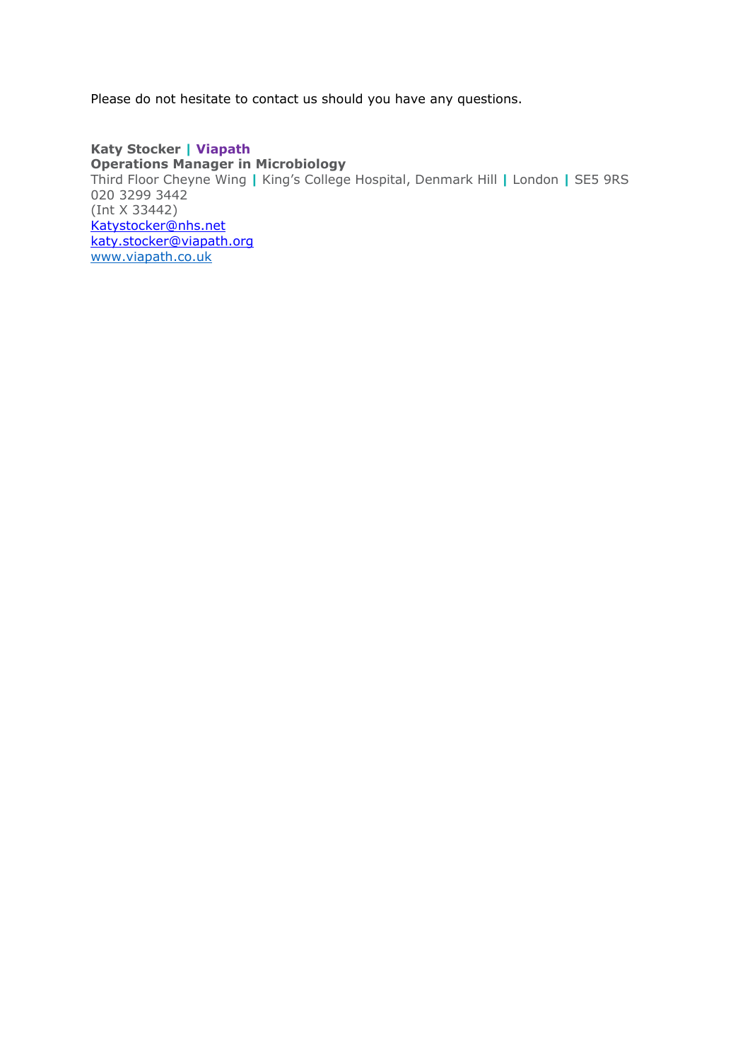Please do not hesitate to contact us should you have any questions.

**Katy Stocker | Viapath**
**Operations Manager in Microbiology**
Third Floor Cheyne Wing | King's College Hospital, Denmark Hill | London | SE5 9RS
020 3299 3442
(Int X 33442)
Katystocker@nhs.net
katy.stocker@viapath.org
www.viapath.co.uk